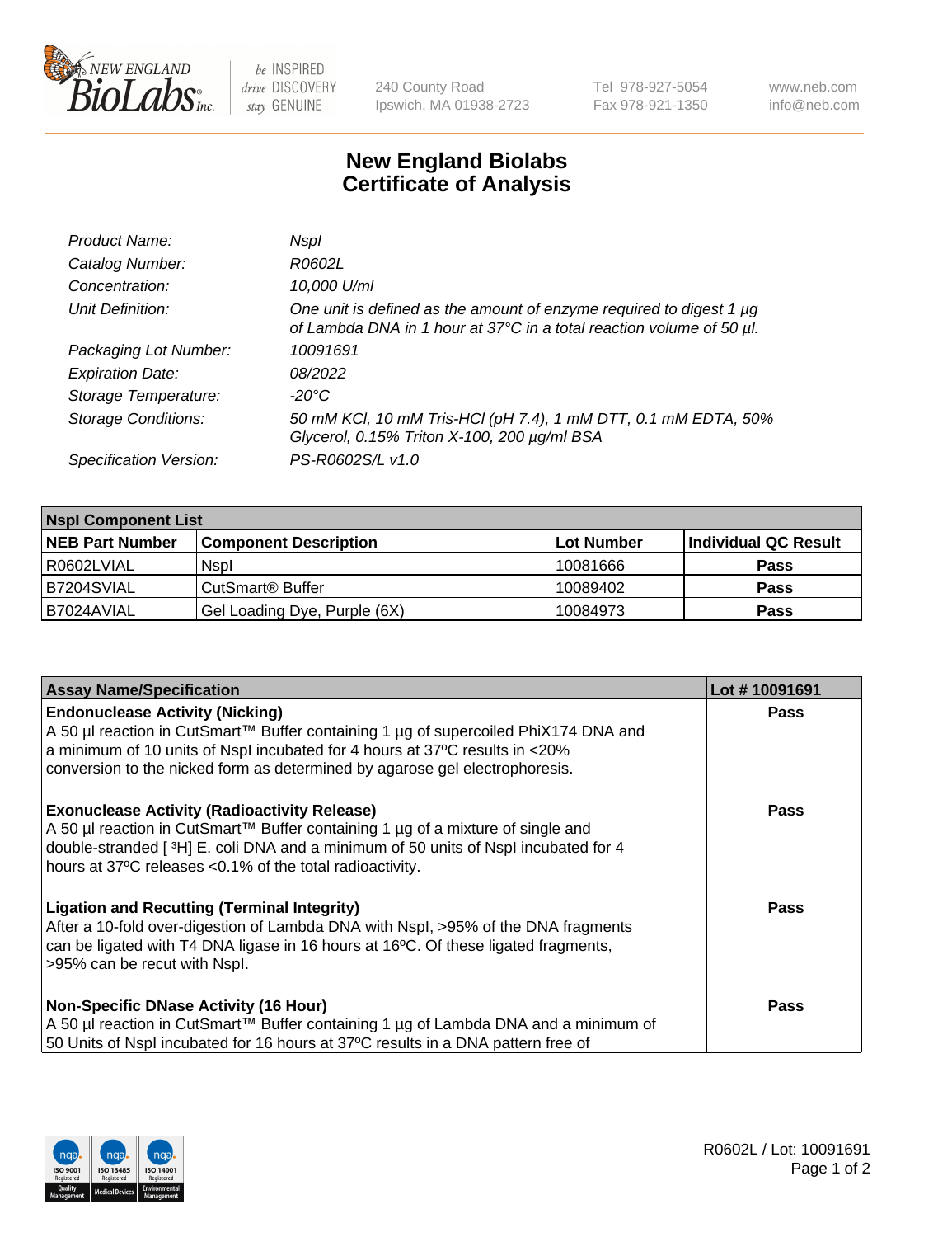# New England Biolabs
## Certificate of Analysis

| | |
|---|---|
| *Product Name:* | *NspI* |
| *Catalog Number:* | *R0602L* |
| *Concentration:* | *10,000 U/ml* |
| *Unit Definition:* | *One unit is defined as the amount of enzyme required to digest 1 µg of Lambda DNA in 1 hour at 37°C in a total reaction volume of 50 µl.* |
| *Packaging Lot Number:* | *10091691* |
| *Expiration Date:* | *08/2022* |
| *Storage Temperature:* | *-20°C* |
| *Storage Conditions:* | *50 mM KCl, 10 mM Tris-HCl (pH 7.4), 1 mM DTT, 0.1 mM EDTA, 50% Glycerol, 0.15% Triton X-100, 200 µg/ml BSA* |
| *Specification Version:* | *PS-R0602S/L v1.0* |

| **NspI Component List** | | | |
|---|---|---|---|
| **NEB Part Number** | **Component Description** | **Lot Number** | **Individual QC Result** |
| R0602LVIAL | NspI | 10081666 | **Pass** |
| B7204SVIAL | CutSmart® Buffer | 10089402 | **Pass** |
| B7024AVIAL | Gel Loading Dye, Purple (6X) | 10084973 | **Pass** |

| **Assay Name/Specification** | **Lot # 10091691** |
|---|---|
| **Endonuclease Activity (Nicking)** A 50 µl reaction in CutSmart™ Buffer containing 1 µg of supercoiled PhiX174 DNA and a minimum of 10 units of NspI incubated for 4 hours at 37ºC results in <20% conversion to the nicked form as determined by agarose gel electrophoresis. | **Pass** |
| **Exonuclease Activity (Radioactivity Release)** A 50 µl reaction in CutSmart™ Buffer containing 1 µg of a mixture of single and double-stranded [ $^{3}$H] E. coli DNA and a minimum of 50 units of NspI incubated for 4 hours at 37ºC releases <0.1% of the total radioactivity. | **Pass** |
| **Ligation and Recutting (Terminal Integrity)** After a 10-fold over-digestion of Lambda DNA with NspI, >95% of the DNA fragments can be ligated with T4 DNA ligase in 16 hours at 16ºC. Of these ligated fragments, >95% can be recut with NspI. | **Pass** |
| **Non-Specific DNase Activity (16 Hour)** A 50 µl reaction in CutSmart™ Buffer containing 1 µg of Lambda DNA and a minimum of 50 Units of NspI incubated for 16 hours at 37ºC results in a DNA pattern free of | **Pass** |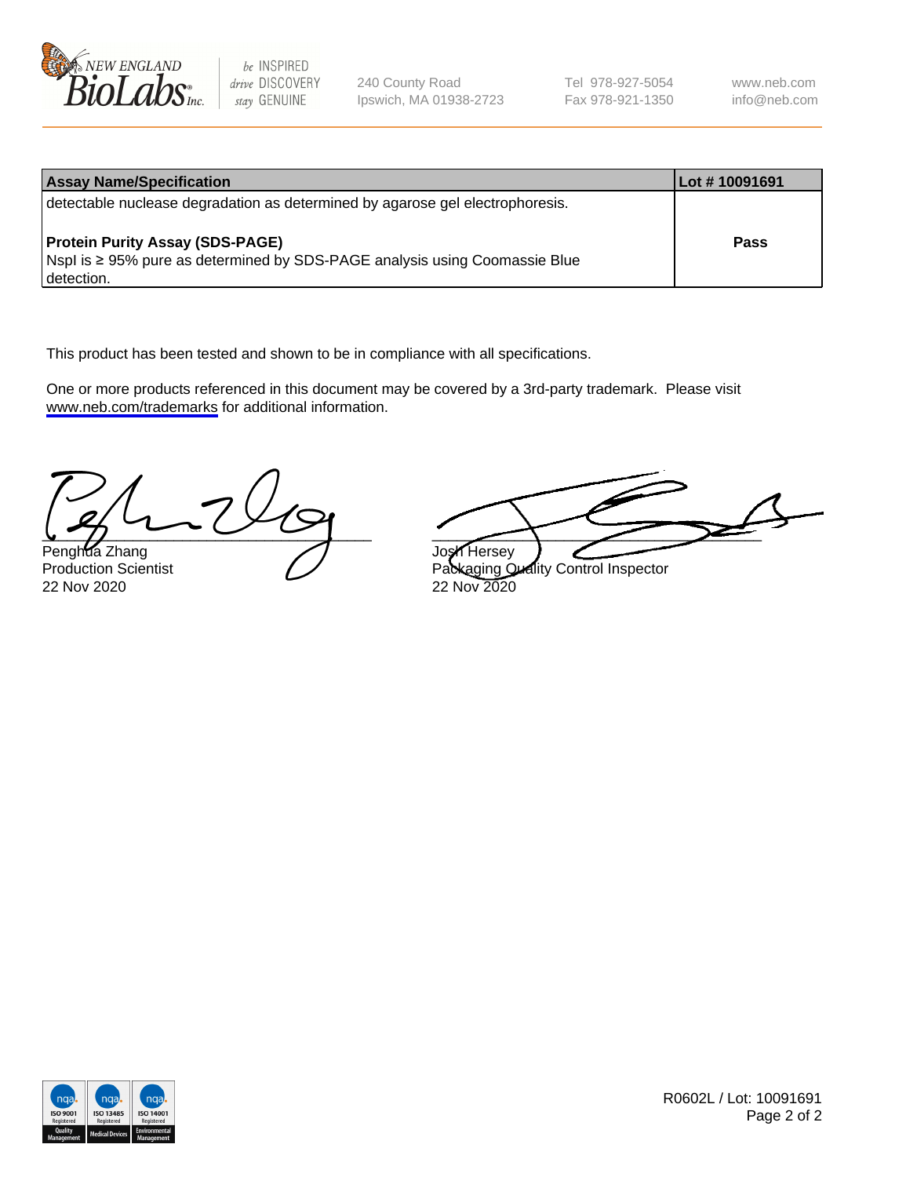| Assay Name/Specification | Lot # 10091691 |
|---|---|
| detectable nuclease degradation as determined by agarose gel electrophoresis. | |
| **Protein Purity Assay (SDS-PAGE)**<br>NspI is ≥ 95% pure as determined by SDS-PAGE analysis using Coomassie Blue detection. | **Pass** |

This product has been tested and shown to be in compliance with all specifications.

One or more products referenced in this document may be covered by a 3rd-party trademark. Please visit www.neb.com/trademarks for additional information.

Penghua Zhang
Production Scientist
22 Nov 2020

Josh Hersey
Packaging Quality Control Inspector
22 Nov 2020

R0602L / Lot: 10091691